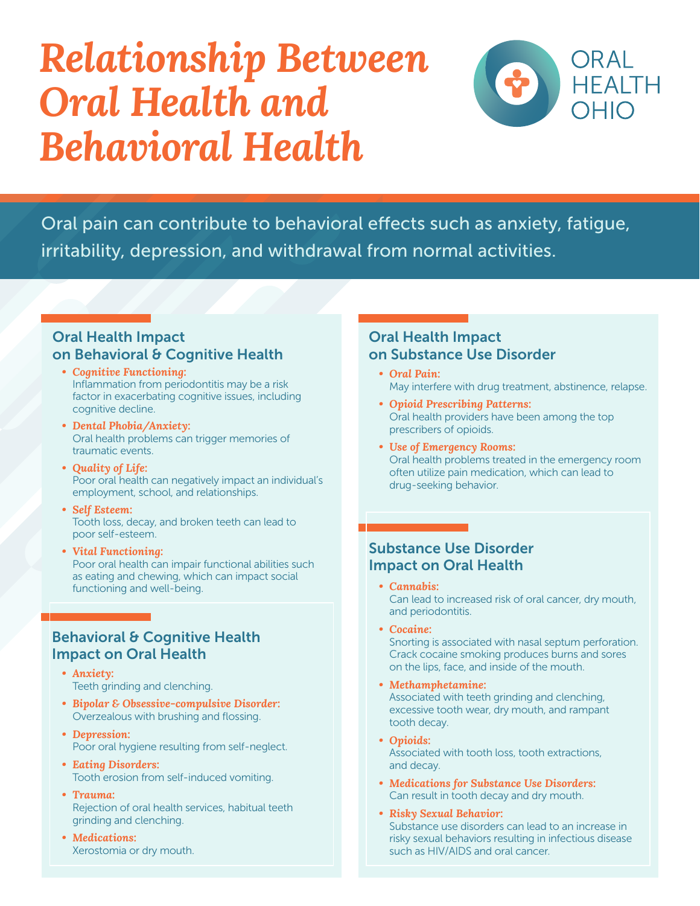# Relationship Between Oral Health and Behavioral Health

ORAL HEALTH OHIO

Oral pain can contribute to behavioral effects such as anxiety, fatigue, irritability, depression, and withdrawal from normal activities.

## Oral Health Impact on Behavioral & Cognitive Health

- ***Cognitive Functioning:***
  Inflammation from periodontitis may be a risk factor in exacerbating cognitive issues, including cognitive decline.
- ***Dental Phobia/Anxiety:***
  Oral health problems can trigger memories of traumatic events.
- ***Quality of Life:***
  Poor oral health can negatively impact an individual's employment, school, and relationships.
- ***Self Esteem:***
  Tooth loss, decay, and broken teeth can lead to poor self-esteem.
- ***Vital Functioning:***
  Poor oral health can impair functional abilities such as eating and chewing, which can impact social functioning and well-being.

## Behavioral & Cognitive Health Impact on Oral Health

- ***Anxiety:***
  Teeth grinding and clenching.
- ***Bipolar & Obsessive-compulsive Disorder:***
  Overzealous with brushing and flossing.
- ***Depression:***
  Poor oral hygiene resulting from self-neglect.
- ***Eating Disorders:***
  Tooth erosion from self-induced vomiting.
- ***Trauma:***
  Rejection of oral health services, habitual teeth grinding and clenching.
- ***Medications:***
  Xerostomia or dry mouth.

## Oral Health Impact on Substance Use Disorder

- ***Oral Pain:***
  May interfere with drug treatment, abstinence, relapse.
- ***Opioid Prescribing Patterns:***
  Oral health providers have been among the top prescribers of opioids.
- ***Use of Emergency Rooms:***
  Oral health problems treated in the emergency room often utilize pain medication, which can lead to drug-seeking behavior.

## Substance Use Disorder Impact on Oral Health

- ***Cannabis:***
  Can lead to increased risk of oral cancer, dry mouth, and periodontitis.
- ***Cocaine:***
  Snorting is associated with nasal septum perforation. Crack cocaine smoking produces burns and sores on the lips, face, and inside of the mouth.
- ***Methamphetamine:***
  Associated with teeth grinding and clenching, excessive tooth wear, dry mouth, and rampant tooth decay.
- ***Opioids:***
  Associated with tooth loss, tooth extractions, and decay.
- ***Medications for Substance Use Disorders:***
  Can result in tooth decay and dry mouth.
- ***Risky Sexual Behavior:***
  Substance use disorders can lead to an increase in risky sexual behaviors resulting in infectious disease such as HIV/AIDS and oral cancer.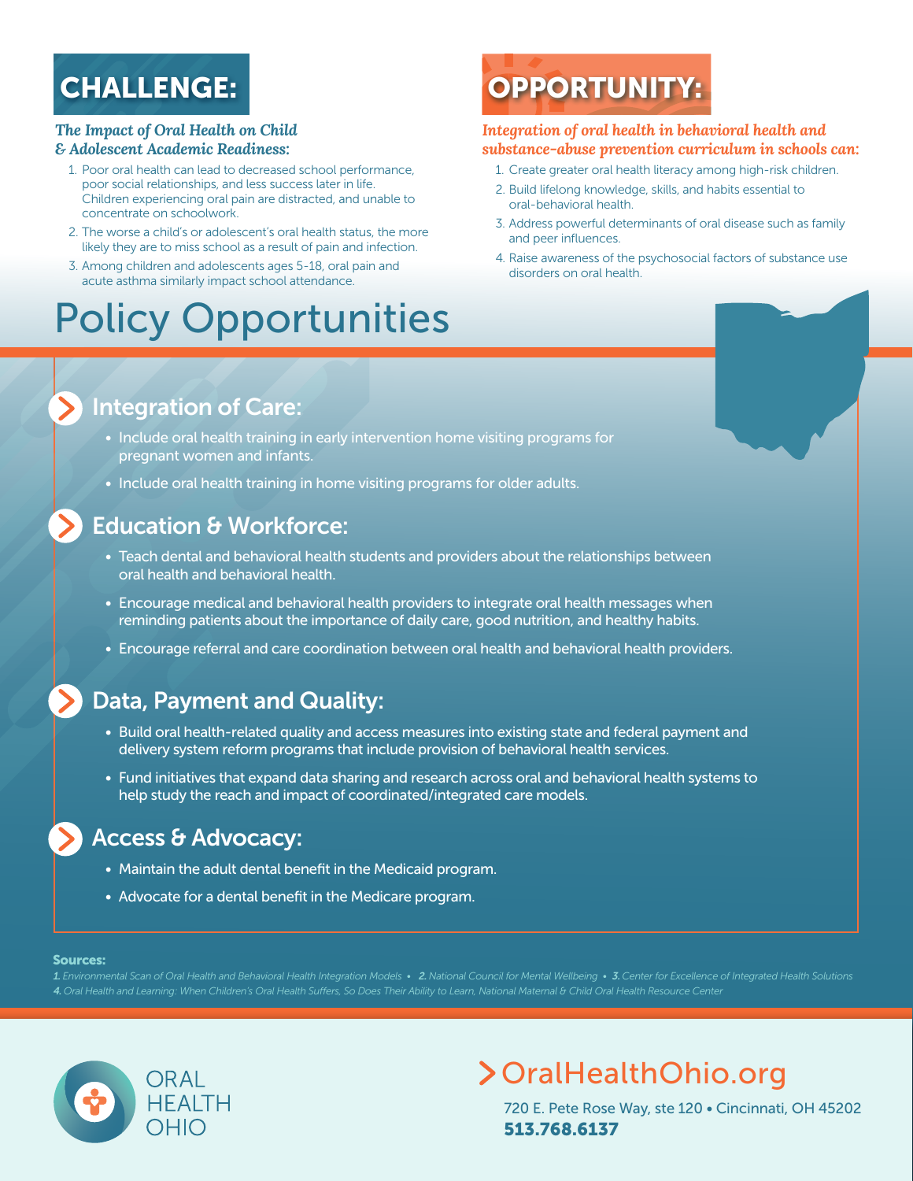## CHALLENGE:

***The Impact of Oral Health on Child & Adolescent Academic Readiness:***

1. Poor oral health can lead to decreased school performance, poor social relationships, and less success later in life. Children experiencing oral pain are distracted, and unable to concentrate on schoolwork.
2. The worse a child's or adolescent's oral health status, the more likely they are to miss school as a result of pain and infection.
3. Among children and adolescents ages 5-18, oral pain and acute asthma similarly impact school attendance.

## OPPORTUNITY:

***Integration of oral health in behavioral health and substance-abuse prevention curriculum in schools can:***

1. Create greater oral health literacy among high-risk children.
2. Build lifelong knowledge, skills, and habits essential to oral-behavioral health.
3. Address powerful determinants of oral disease such as family and peer influences.
4. Raise awareness of the psychosocial factors of substance use disorders on oral health.

# Policy Opportunities

## Integration of Care:

- Include oral health training in early intervention home visiting programs for pregnant women and infants.
- Include oral health training in home visiting programs for older adults.

## Education & Workforce:

- Teach dental and behavioral health students and providers about the relationships between oral health and behavioral health.
- Encourage medical and behavioral health providers to integrate oral health messages when reminding patients about the importance of daily care, good nutrition, and healthy habits.
- Encourage referral and care coordination between oral health and behavioral health providers.

## Data, Payment and Quality:

- Build oral health-related quality and access measures into existing state and federal payment and delivery system reform programs that include provision of behavioral health services.
- Fund initiatives that expand data sharing and research across oral and behavioral health systems to help study the reach and impact of coordinated/integrated care models.

## Access & Advocacy:

- Maintain the adult dental benefit in the Medicaid program.
- Advocate for a dental benefit in the Medicare program.

**Sources:**

*1. Environmental Scan of Oral Health and Behavioral Health Integration Models • 2. National Council for Mental Wellbeing • 3. Center for Excellence of Integrated Health Solutions 4. Oral Health and Learning: When Children's Oral Health Suffers, So Does Their Ability to Learn, National Maternal & Child Oral Health Resource Center*

ORAL HEALTH OHIO

OralHealthOhio.org

720 E. Pete Rose Way, ste 120 • Cincinnati, OH 45202

**513.768.6137**